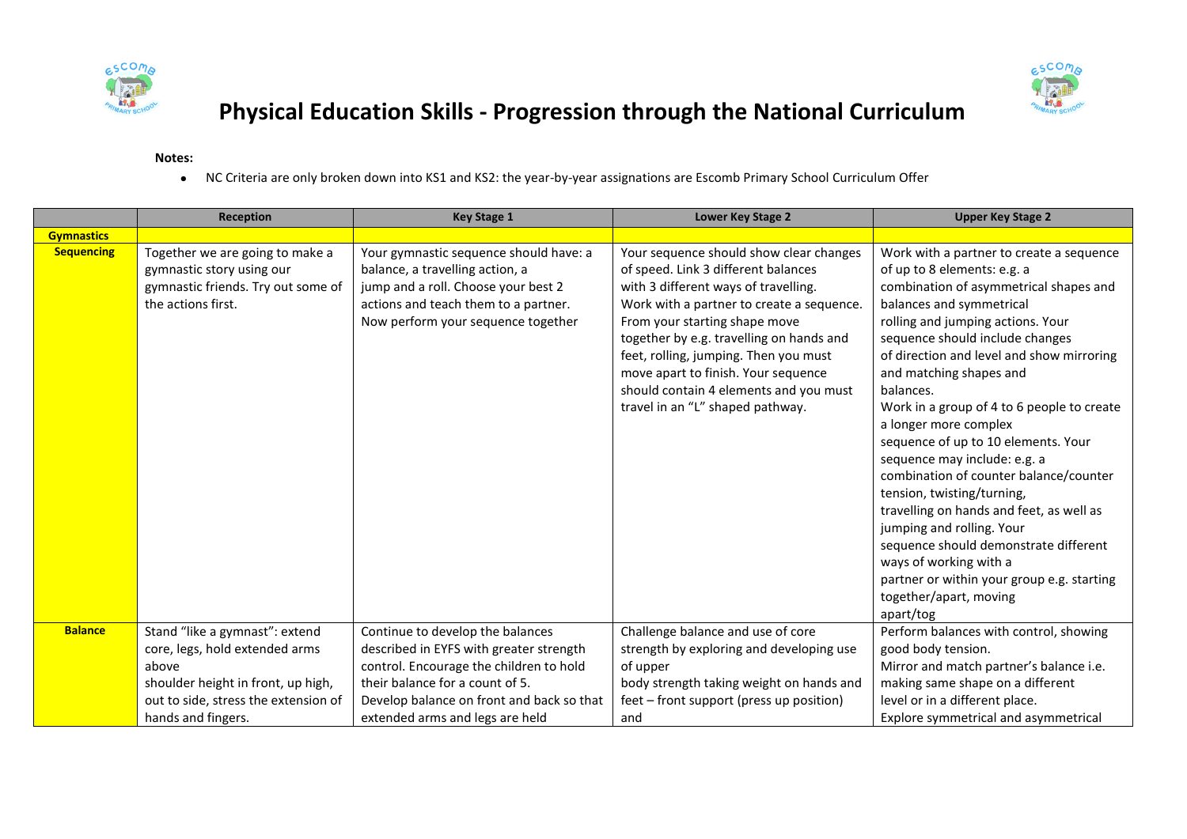# Physical Education Skills - Progression through the National Curriculum

**Notes:**

- NC Criteria are only broken down into KS1 and KS2: the year-by-year assignations are Escomb Primary School Curriculum Offer

| | Reception | Key Stage 1 | Lower Key Stage 2 | Upper Key Stage 2 |
|---|---|---|---|---|
| **Gymnastics** | | | | |
| **Sequencing** | Together we are going to make a gymnastic story using our gymnastic friends. Try out some of the actions first. | Your gymnastic sequence should have: a balance, a travelling action, a jump and a roll. Choose your best 2 actions and teach them to a partner. Now perform your sequence together | Your sequence should show clear changes of speed. Link 3 different balances with 3 different ways of travelling. Work with a partner to create a sequence. From your starting shape move together by e.g. travelling on hands and feet, rolling, jumping. Then you must move apart to finish. Your sequence should contain 4 elements and you must travel in an "L" shaped pathway. | Work with a partner to create a sequence of up to 8 elements: e.g. a combination of asymmetrical shapes and balances and symmetrical rolling and jumping actions. Your sequence should include changes of direction and level and show mirroring and matching shapes and balances. Work in a group of 4 to 6 people to create a longer more complex sequence of up to 10 elements. Your sequence may include: e.g. a combination of counter balance/counter tension, twisting/turning, travelling on hands and feet, as well as jumping and rolling. Your sequence should demonstrate different ways of working with a partner or within your group e.g. starting together/apart, moving apart/tog |
| **Balance** | Stand "like a gymnast": extend core, legs, hold extended arms above shoulder height in front, up high, out to side, stress the extension of hands and fingers. | Continue to develop the balances described in EYFS with greater strength control. Encourage the children to hold their balance for a count of 5. Develop balance on front and back so that extended arms and legs are held | Challenge balance and use of core strength by exploring and developing use of upper body strength taking weight on hands and feet – front support (press up position) and | Perform balances with control, showing good body tension. Mirror and match partner's balance i.e. making same shape on a different level or in a different place. Explore symmetrical and asymmetrical |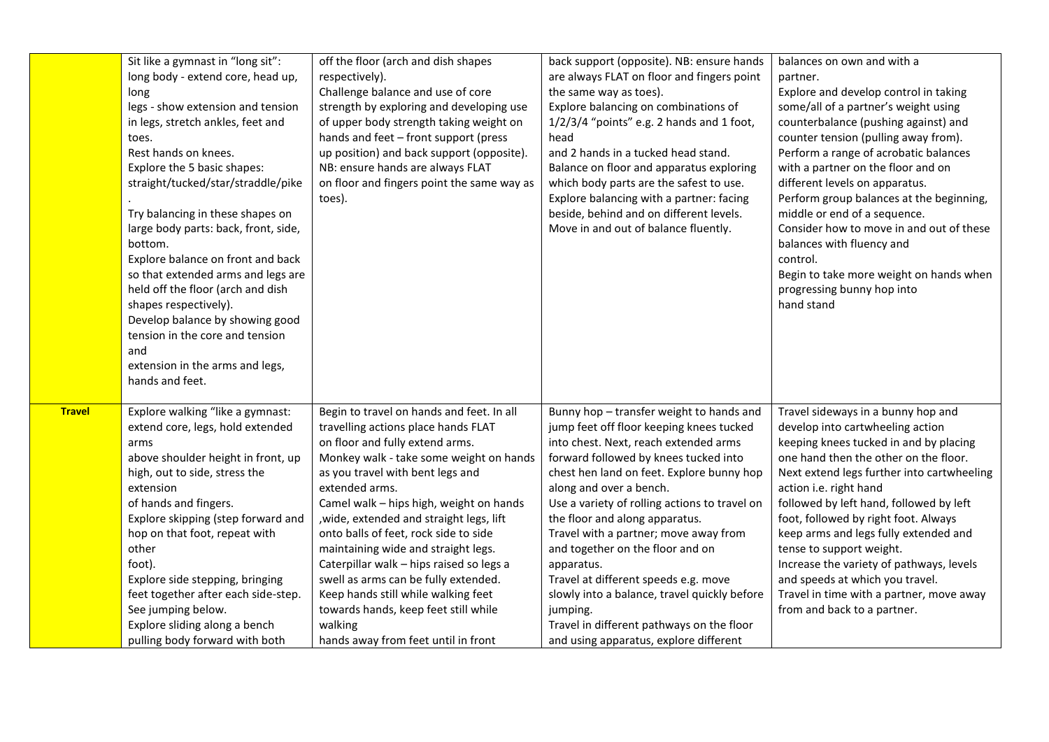| | | | | |
|---|---|---|---|---|
| | Sit like a gymnast in "long sit": long body - extend core, head up, long legs - show extension and tension in legs, stretch ankles, feet and toes. Rest hands on knees. Explore the 5 basic shapes: straight/tucked/star/straddle/pike. Try balancing in these shapes on large body parts: back, front, side, bottom. Explore balance on front and back so that extended arms and legs are held off the floor (arch and dish shapes respectively). Develop balance by showing good tension in the core and tension and extension in the arms and legs, hands and feet. | off the floor (arch and dish shapes respectively). Challenge balance and use of core strength by exploring and developing use of upper body strength taking weight on hands and feet – front support (press up position) and back support (opposite). NB: ensure hands are always FLAT on floor and fingers point the same way as toes). | back support (opposite). NB: ensure hands are always FLAT on floor and fingers point the same way as toes). Explore balancing on combinations of 1/2/3/4 "points" e.g. 2 hands and 1 foot, head and 2 hands in a tucked head stand. Balance on floor and apparatus exploring which body parts are the safest to use. Explore balancing with a partner: facing beside, behind and on different levels. Move in and out of balance fluently. | balances on own and with a partner. Explore and develop control in taking some/all of a partner's weight using counterbalance (pushing against) and counter tension (pulling away from). Perform a range of acrobatic balances with a partner on the floor and on different levels on apparatus. Perform group balances at the beginning, middle or end of a sequence. Consider how to move in and out of these balances with fluency and control. Begin to take more weight on hands when progressing bunny hop into hand stand |
| **Travel** | Explore walking "like a gymnast: extend core, legs, hold extended arms above shoulder height in front, up high, out to side, stress the extension of hands and fingers. Explore skipping (step forward and hop on that foot, repeat with other foot). Explore side stepping, bringing feet together after each side-step. See jumping below. Explore sliding along a bench pulling body forward with both | Begin to travel on hands and feet. In all travelling actions place hands FLAT on floor and fully extend arms. Monkey walk - take some weight on hands as you travel with bent legs and extended arms. Camel walk – hips high, weight on hands ,wide, extended and straight legs, lift onto balls of feet, rock side to side maintaining wide and straight legs. Caterpillar walk – hips raised so legs a swell as arms can be fully extended. Keep hands still while walking feet towards hands, keep feet still while walking hands away from feet until in front | Bunny hop – transfer weight to hands and jump feet off floor keeping knees tucked into chest. Next, reach extended arms forward followed by knees tucked into chest hen land on feet. Explore bunny hop along and over a bench. Use a variety of rolling actions to travel on the floor and along apparatus. Travel with a partner; move away from and together on the floor and on apparatus. Travel at different speeds e.g. move slowly into a balance, travel quickly before jumping. Travel in different pathways on the floor and using apparatus, explore different | Travel sideways in a bunny hop and develop into cartwheeling action keeping knees tucked in and by placing one hand then the other on the floor. Next extend legs further into cartwheeling action i.e. right hand followed by left hand, followed by left foot, followed by right foot. Always keep arms and legs fully extended and tense to support weight. Increase the variety of pathways, levels and speeds at which you travel. Travel in time with a partner, move away from and back to a partner. |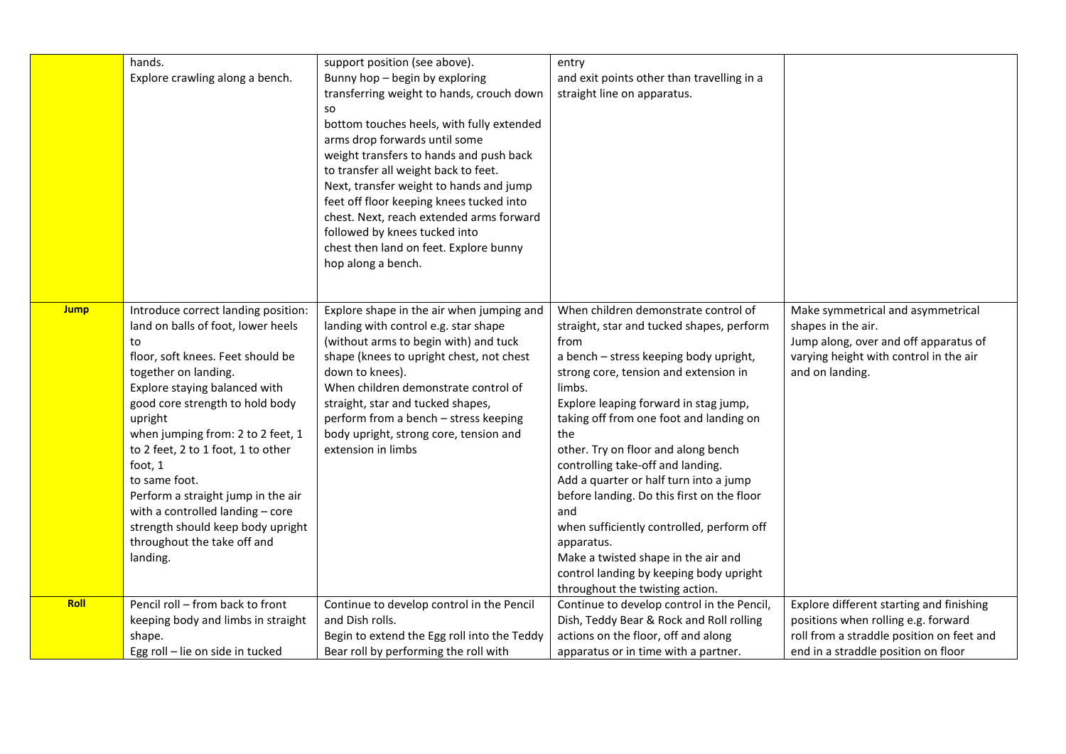|  |  |  |  |  |
|---|---|---|---|---|
|  | hands.<br>Explore crawling along a bench. | support position (see above).<br>Bunny hop – begin by exploring transferring weight to hands, crouch down so bottom touches heels, with fully extended arms drop forwards until some weight transfers to hands and push back to transfer all weight back to feet.<br>Next, transfer weight to hands and jump feet off floor keeping knees tucked into chest. Next, reach extended arms forward followed by knees tucked into chest then land on feet. Explore bunny hop along a bench. | entry and exit points other than travelling in a straight line on apparatus. |  |
| **Jump** | Introduce correct landing position: land on balls of foot, lower heels to floor, soft knees. Feet should be together on landing.<br>Explore staying balanced with good core strength to hold body upright when jumping from: 2 to 2 feet, 1 to 2 feet, 2 to 1 foot, 1 to other foot, 1 to same foot.<br>Perform a straight jump in the air with a controlled landing – core strength should keep body upright throughout the take off and landing. | Explore shape in the air when jumping and landing with control e.g. star shape (without arms to begin with) and tuck shape (knees to upright chest, not chest down to knees).<br>When children demonstrate control of straight, star and tucked shapes, perform from a bench – stress keeping body upright, strong core, tension and extension in limbs | When children demonstrate control of straight, star and tucked shapes, perform from a bench – stress keeping body upright, strong core, tension and extension in limbs.<br>Explore leaping forward in stag jump, taking off from one foot and landing on the other. Try on floor and along bench controlling take-off and landing.<br>Add a quarter or half turn into a jump before landing. Do this first on the floor and when sufficiently controlled, perform off apparatus.<br>Make a twisted shape in the air and control landing by keeping body upright throughout the twisting action. | Make symmetrical and asymmetrical shapes in the air.<br>Jump along, over and off apparatus of varying height with control in the air and on landing. |
| **Roll** | Pencil roll – from back to front keeping body and limbs in straight shape.<br>Egg roll – lie on side in tucked | Continue to develop control in the Pencil and Dish rolls.<br>Begin to extend the Egg roll into the Teddy Bear roll by performing the roll with | Continue to develop control in the Pencil, Dish, Teddy Bear & Rock and Roll rolling actions on the floor, off and along apparatus or in time with a partner. | Explore different starting and finishing positions when rolling e.g. forward roll from a straddle position on feet and end in a straddle position on floor |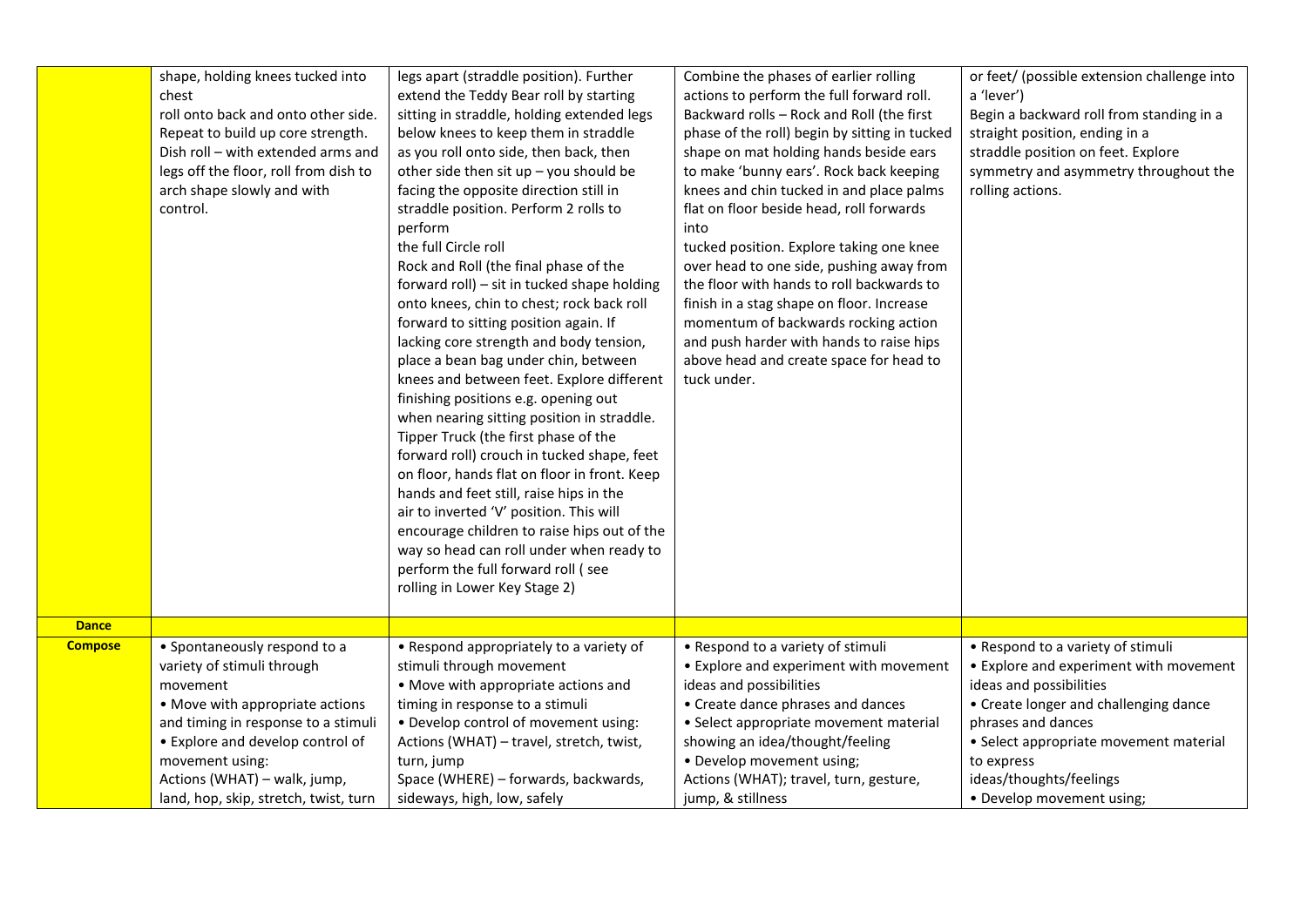| | | | | |
|---|---|---|---|---|
| | shape, holding knees tucked into chest roll onto back and onto other side. Repeat to build up core strength. Dish roll – with extended arms and legs off the floor, roll from dish to arch shape slowly and with control. | legs apart (straddle position). Further extend the Teddy Bear roll by starting sitting in straddle, holding extended legs below knees to keep them in straddle as you roll onto side, then back, then other side then sit up – you should be facing the opposite direction still in straddle position. Perform 2 rolls to perform the full Circle roll Rock and Roll (the final phase of the forward roll) – sit in tucked shape holding onto knees, chin to chest; rock back roll forward to sitting position again. If lacking core strength and body tension, place a bean bag under chin, between knees and between feet. Explore different finishing positions e.g. opening out when nearing sitting position in straddle. Tipper Truck (the first phase of the forward roll) crouch in tucked shape, feet on floor, hands flat on floor in front. Keep hands and feet still, raise hips in the air to inverted 'V' position. This will encourage children to raise hips out of the way so head can roll under when ready to perform the full forward roll ( see rolling in Lower Key Stage 2) | Combine the phases of earlier rolling actions to perform the full forward roll. Backward rolls – Rock and Roll (the first phase of the roll) begin by sitting in tucked shape on mat holding hands beside ears to make 'bunny ears'. Rock back keeping knees and chin tucked in and place palms flat on floor beside head, roll forwards into tucked position. Explore taking one knee over head to one side, pushing away from the floor with hands to roll backwards to finish in a stag shape on floor. Increase momentum of backwards rocking action and push harder with hands to raise hips above head and create space for head to tuck under. | or feet/ (possible extension challenge into a 'lever') Begin a backward roll from standing in a straight position, ending in a straddle position on feet. Explore symmetry and asymmetry throughout the rolling actions. |
| **Dance** | | | | |
| **Compose** | • Spontaneously respond to a variety of stimuli through movement<br>• Move with appropriate actions and timing in response to a stimuli<br>• Explore and develop control of movement using:<br>Actions (WHAT) – walk, jump, land, hop, skip, stretch, twist, turn | • Respond appropriately to a variety of stimuli through movement<br>• Move with appropriate actions and timing in response to a stimuli<br>• Develop control of movement using:<br>Actions (WHAT) – travel, stretch, twist, turn, jump<br>Space (WHERE) – forwards, backwards, sideways, high, low, safely | • Respond to a variety of stimuli<br>• Explore and experiment with movement ideas and possibilities<br>• Create dance phrases and dances<br>• Select appropriate movement material showing an idea/thought/feeling<br>• Develop movement using;<br>Actions (WHAT); travel, turn, gesture, jump, & stillness | • Respond to a variety of stimuli<br>• Explore and experiment with movement ideas and possibilities<br>• Create longer and challenging dance phrases and dances<br>• Select appropriate movement material to express ideas/thoughts/feelings<br>• Develop movement using; |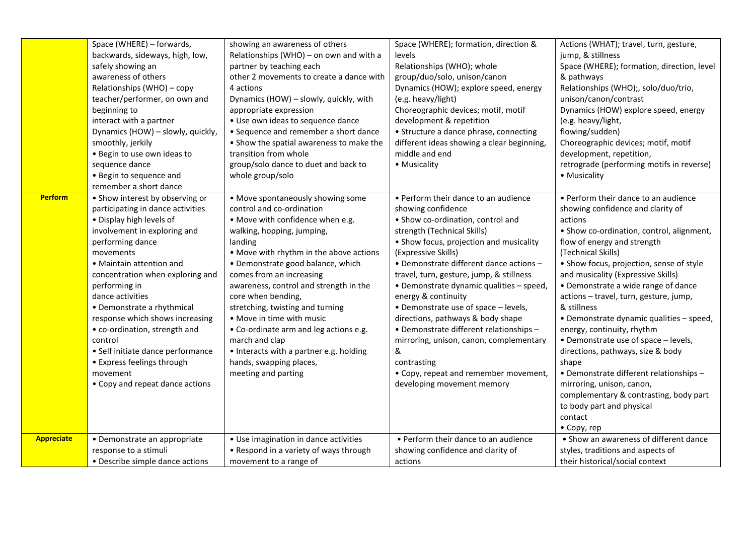| | | | | |
|---|---|---|---|---|
| | Space (WHERE) – forwards, backwards, sideways, high, low, safely showing an awareness of others<br>Relationships (WHO) – copy teacher/performer, on own and beginning to interact with a partner<br>Dynamics (HOW) – slowly, quickly, smoothly, jerkily<br>• Begin to use own ideas to sequence dance<br>• Begin to sequence and remember a short dance | showing an awareness of others<br>Relationships (WHO) – on own and with a partner by teaching each other 2 movements to create a dance with 4 actions<br>Dynamics (HOW) – slowly, quickly, with appropriate expression<br>• Use own ideas to sequence dance<br>• Sequence and remember a short dance<br>• Show the spatial awareness to make the transition from whole group/solo dance to duet and back to whole group/solo | Space (WHERE); formation, direction & levels<br>Relationships (WHO); whole group/duo/solo, unison/canon<br>Dynamics (HOW); explore speed, energy (e.g. heavy/light)<br>Choreographic devices; motif, motif development & repetition<br>• Structure a dance phrase, connecting different ideas showing a clear beginning, middle and end<br>• Musicality | Actions (WHAT); travel, turn, gesture, jump, & stillness<br>Space (WHERE); formation, direction, level & pathways<br>Relationships (WHO);, solo/duo/trio, unison/canon/contrast<br>Dynamics (HOW) explore speed, energy (e.g. heavy/light, flowing/sudden)<br>Choreographic devices; motif, motif development, repetition, retrograde (performing motifs in reverse)<br>• Musicality |
| **Perform** | • Show interest by observing or participating in dance activities<br>• Display high levels of involvement in exploring and performing dance movements<br>• Maintain attention and concentration when exploring and performing in dance activities<br>• Demonstrate a rhythmical response which shows increasing<br>• co-ordination, strength and control<br>• Self initiate dance performance<br>• Express feelings through movement<br>• Copy and repeat dance actions | • Move spontaneously showing some control and co-ordination<br>• Move with confidence when e.g. walking, hopping, jumping, landing<br>• Move with rhythm in the above actions<br>• Demonstrate good balance, which comes from an increasing awareness, control and strength in the core when bending, stretching, twisting and turning<br>• Move in time with music<br>• Co-ordinate arm and leg actions e.g. march and clap<br>• Interacts with a partner e.g. holding hands, swapping places, meeting and parting | • Perform their dance to an audience showing confidence<br>• Show co-ordination, control and strength (Technical Skills)<br>• Show focus, projection and musicality (Expressive Skills)<br>• Demonstrate different dance actions – travel, turn, gesture, jump, & stillness<br>• Demonstrate dynamic qualities – speed, energy & continuity<br>• Demonstrate use of space – levels, directions, pathways & body shape<br>• Demonstrate different relationships – mirroring, unison, canon, complementary & contrasting<br>• Copy, repeat and remember movement, developing movement memory | • Perform their dance to an audience showing confidence and clarity of actions<br>• Show co-ordination, control, alignment, flow of energy and strength (Technical Skills)<br>• Show focus, projection, sense of style and musicality (Expressive Skills)<br>• Demonstrate a wide range of dance actions – travel, turn, gesture, jump, & stillness<br>• Demonstrate dynamic qualities – speed, energy, continuity, rhythm<br>• Demonstrate use of space – levels, directions, pathways, size & body shape<br>• Demonstrate different relationships – mirroring, unison, canon, complementary & contrasting, body part to body part and physical contact<br>• Copy, rep |
| **Appreciate** | • Demonstrate an appropriate response to a stimuli<br>• Describe simple dance actions | • Use imagination in dance activities<br>• Respond in a variety of ways through movement to a range of | • Perform their dance to an audience showing confidence and clarity of actions | • Show an awareness of different dance styles, traditions and aspects of their historical/social context |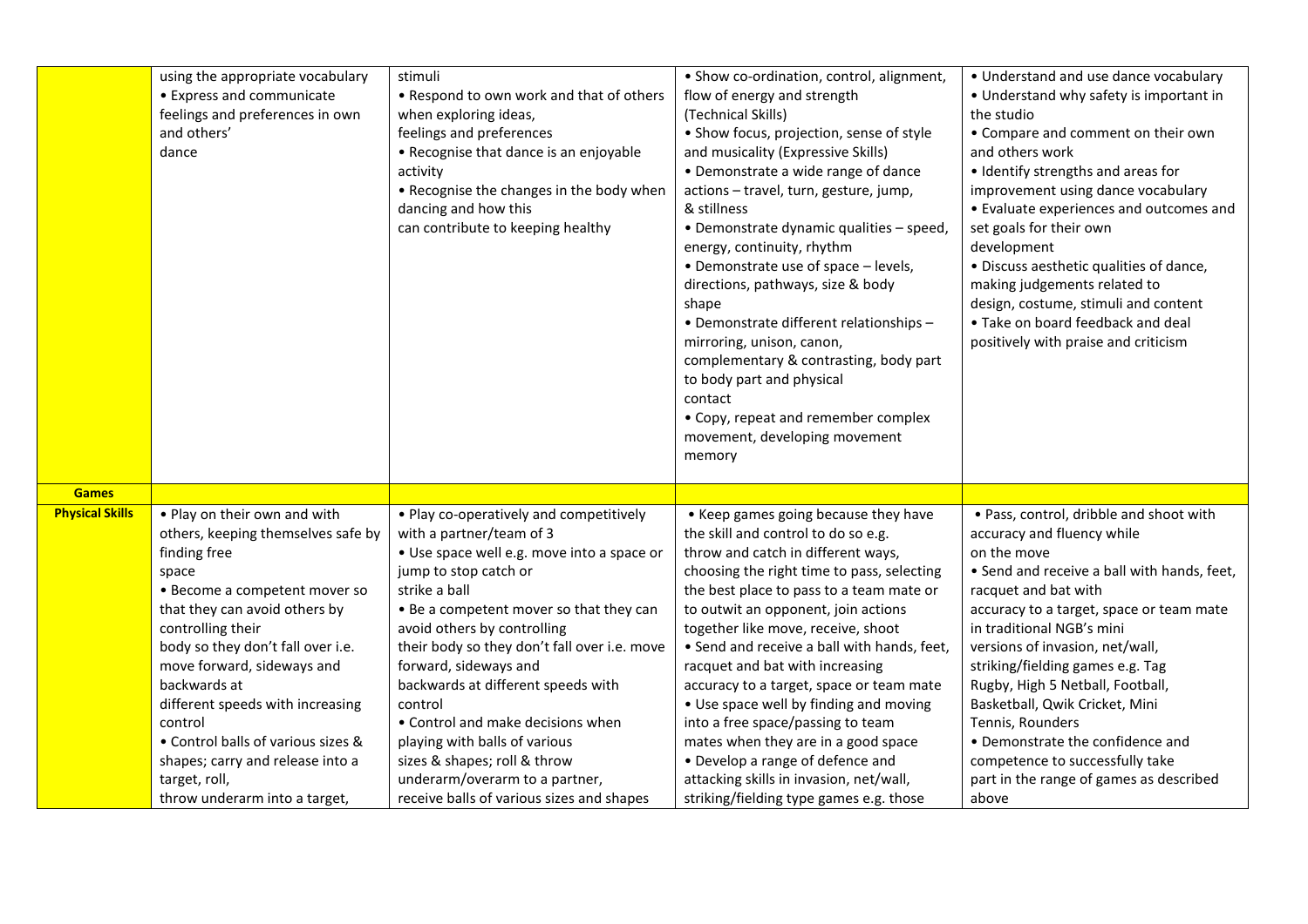| | | | | |
|---|---|---|---|---|
| | using the appropriate vocabulary<br>• Express and communicate feelings and preferences in own and others' dance | stimuli<br>• Respond to own work and that of others when exploring ideas, feelings and preferences<br>• Recognise that dance is an enjoyable activity<br>• Recognise the changes in the body when dancing and how this can contribute to keeping healthy | • Show co-ordination, control, alignment, flow of energy and strength (Technical Skills)<br>• Show focus, projection, sense of style and musicality (Expressive Skills)<br>• Demonstrate a wide range of dance actions – travel, turn, gesture, jump, & stillness<br>• Demonstrate dynamic qualities – speed, energy, continuity, rhythm<br>• Demonstrate use of space – levels, directions, pathways, size & body shape<br>• Demonstrate different relationships – mirroring, unison, canon, complementary & contrasting, body part to body part and physical contact<br>• Copy, repeat and remember complex movement, developing movement memory | • Understand and use dance vocabulary<br>• Understand why safety is important in the studio<br>• Compare and comment on their own and others work<br>• Identify strengths and areas for improvement using dance vocabulary<br>• Evaluate experiences and outcomes and set goals for their own development<br>• Discuss aesthetic qualities of dance, making judgements related to design, costume, stimuli and content<br>• Take on board feedback and deal positively with praise and criticism |
| **Games** | | | | |
| **Physical Skills** | • Play on their own and with others, keeping themselves safe by finding free space<br>• Become a competent mover so that they can avoid others by controlling their body so they don't fall over i.e. move forward, sideways and backwards at different speeds with increasing control<br>• Control balls of various sizes & shapes; carry and release into a target, roll, throw underarm into a target, | • Play co-operatively and competitively with a partner/team of 3<br>• Use space well e.g. move into a space or jump to stop catch or strike a ball<br>• Be a competent mover so that they can avoid others by controlling their body so they don't fall over i.e. move forward, sideways and backwards at different speeds with control<br>• Control and make decisions when playing with balls of various sizes & shapes; roll & throw underarm/overarm to a partner, receive balls of various sizes and shapes | • Keep games going because they have the skill and control to do so e.g. throw and catch in different ways, choosing the right time to pass, selecting the best place to pass to a team mate or to outwit an opponent, join actions together like move, receive, shoot<br>• Send and receive a ball with hands, feet, racquet and bat with increasing accuracy to a target, space or team mate<br>• Use space well by finding and moving into a free space/passing to team mates when they are in a good space<br>• Develop a range of defence and attacking skills in invasion, net/wall, striking/fielding type games e.g. those | • Pass, control, dribble and shoot with accuracy and fluency while on the move<br>• Send and receive a ball with hands, feet, racquet and bat with accuracy to a target, space or team mate in traditional NGB's mini versions of invasion, net/wall, striking/fielding games e.g. Tag Rugby, High 5 Netball, Football, Basketball, Qwik Cricket, Mini Tennis, Rounders<br>• Demonstrate the confidence and competence to successfully take part in the range of games as described above |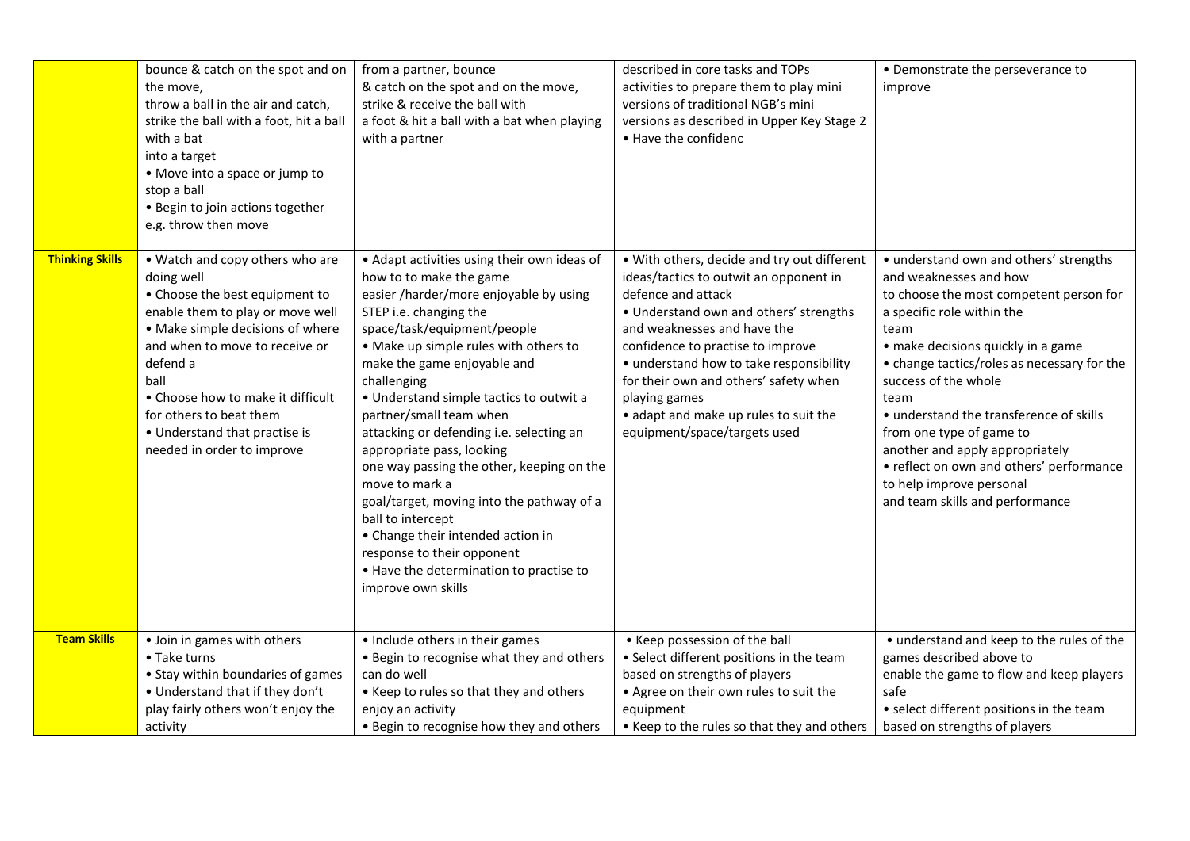| | | | | |
|---|---|---|---|---|
| | bounce & catch on the spot and on the move,<br>throw a ball in the air and catch,<br>strike the ball with a foot, hit a ball with a bat<br>into a target<br>• Move into a space or jump to stop a ball<br>• Begin to join actions together e.g. throw then move | from a partner, bounce<br>& catch on the spot and on the move,<br>strike & receive the ball with<br>a foot & hit a ball with a bat when playing with a partner | described in core tasks and TOPs activities to prepare them to play mini versions of traditional NGB's mini versions as described in Upper Key Stage 2<br>• Have the confidenc | • Demonstrate the perseverance to improve |
| **Thinking Skills** | • Watch and copy others who are doing well<br>• Choose the best equipment to enable them to play or move well<br>• Make simple decisions of where and when to move to receive or defend a<br>ball<br>• Choose how to make it difficult for others to beat them<br>• Understand that practise is needed in order to improve | • Adapt activities using their own ideas of how to to make the game<br>easier /harder/more enjoyable by using STEP i.e. changing the space/task/equipment/people<br>• Make up simple rules with others to make the game enjoyable and challenging<br>• Understand simple tactics to outwit a partner/small team when<br>attacking or defending i.e. selecting an appropriate pass, looking<br>one way passing the other, keeping on the move to mark a<br>goal/target, moving into the pathway of a ball to intercept<br>• Change their intended action in response to their opponent<br>• Have the determination to practise to improve own skills | • With others, decide and try out different ideas/tactics to outwit an opponent in defence and attack<br>• Understand own and others' strengths and weaknesses and have the confidence to practise to improve<br>• understand how to take responsibility for their own and others' safety when playing games<br>• adapt and make up rules to suit the equipment/space/targets used | • understand own and others' strengths and weaknesses and how<br>to choose the most competent person for a specific role within the<br>team<br>• make decisions quickly in a game<br>• change tactics/roles as necessary for the success of the whole<br>team<br>• understand the transference of skills from one type of game to<br>another and apply appropriately<br>• reflect on own and others' performance to help improve personal<br>and team skills and performance |
| **Team Skills** | • Join in games with others<br>• Take turns<br>• Stay within boundaries of games<br>• Understand that if they don't play fairly others won't enjoy the activity | • Include others in their games<br>• Begin to recognise what they and others can do well<br>• Keep to rules so that they and others enjoy an activity<br>• Begin to recognise how they and others | • Keep possession of the ball<br>• Select different positions in the team based on strengths of players<br>• Agree on their own rules to suit the equipment<br>• Keep to the rules so that they and others | • understand and keep to the rules of the games described above to<br>enable the game to flow and keep players safe<br>• select different positions in the team based on strengths of players |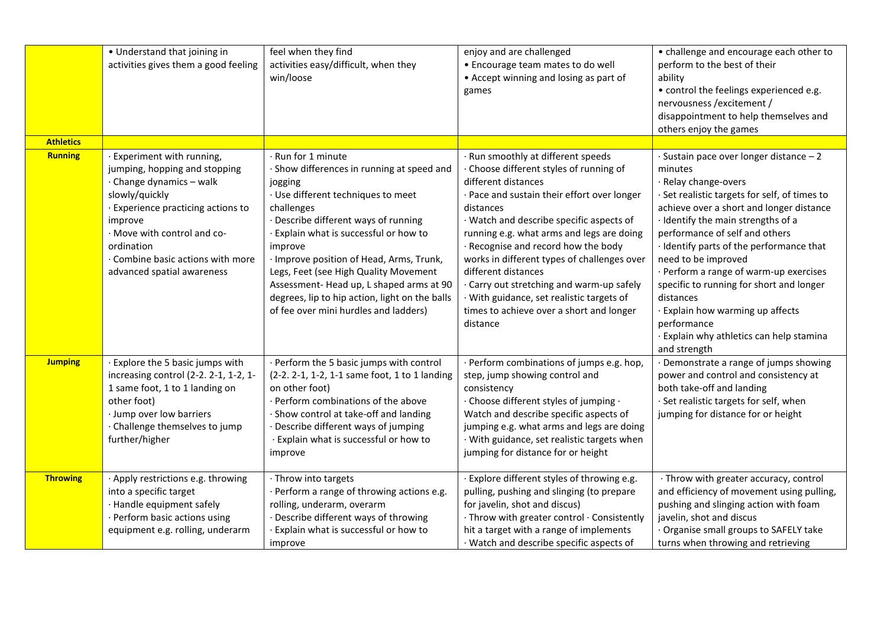| | | | | |
|---|---|---|---|---|
| | • Understand that joining in activities gives them a good feeling | feel when they find activities easy/difficult, when they win/loose | enjoy and are challenged<br>• Encourage team mates to do well<br>• Accept winning and losing as part of games | • challenge and encourage each other to perform to the best of their ability<br>• control the feelings experienced e.g. nervousness /excitement / disappointment to help themselves and others enjoy the games |
| **Athletics** | | | | |
| **Running** | · Experiment with running, jumping, hopping and stopping<br>· Change dynamics – walk slowly/quickly<br>· Experience practicing actions to improve<br>· Move with control and co-ordination<br>· Combine basic actions with more advanced spatial awareness | · Run for 1 minute<br>· Show differences in running at speed and jogging<br>· Use different techniques to meet challenges<br>· Describe different ways of running<br>· Explain what is successful or how to improve<br>· Improve position of Head, Arms, Trunk, Legs, Feet (see High Quality Movement Assessment- Head up, L shaped arms at 90 degrees, lip to hip action, light on the balls of fee over mini hurdles and ladders) | · Run smoothly at different speeds<br>· Choose different styles of running of different distances<br>· Pace and sustain their effort over longer distances<br>· Watch and describe specific aspects of running e.g. what arms and legs are doing<br>· Recognise and record how the body works in different types of challenges over different distances<br>· Carry out stretching and warm-up safely<br>· With guidance, set realistic targets of times to achieve over a short and longer distance | · Sustain pace over longer distance – 2 minutes<br>· Relay change-overs<br>· Set realistic targets for self, of times to achieve over a short and longer distance<br>· Identify the main strengths of a performance of self and others<br>· Identify parts of the performance that need to be improved<br>· Perform a range of warm-up exercises specific to running for short and longer distances<br>· Explain how warming up affects performance<br>· Explain why athletics can help stamina and strength |
| **Jumping** | · Explore the 5 basic jumps with increasing control (2-2. 2-1, 1-2, 1-1 same foot, 1 to 1 landing on other foot)<br>· Jump over low barriers<br>· Challenge themselves to jump further/higher | · Perform the 5 basic jumps with control (2-2. 2-1, 1-2, 1-1 same foot, 1 to 1 landing on other foot)<br>· Perform combinations of the above<br>· Show control at take-off and landing<br>· Describe different ways of jumping<br>· Explain what is successful or how to improve | · Perform combinations of jumps e.g. hop, step, jump showing control and consistency<br>· Choose different styles of jumping · Watch and describe specific aspects of jumping e.g. what arms and legs are doing<br>· With guidance, set realistic targets when jumping for distance for or height | · Demonstrate a range of jumps showing power and control and consistency at both take-off and landing<br>· Set realistic targets for self, when jumping for distance for or height |
| **Throwing** | · Apply restrictions e.g. throwing into a specific target<br>· Handle equipment safely<br>· Perform basic actions using equipment e.g. rolling, underarm | · Throw into targets<br>· Perform a range of throwing actions e.g. rolling, underarm, overarm<br>· Describe different ways of throwing<br>· Explain what is successful or how to improve | · Explore different styles of throwing e.g. pulling, pushing and slinging (to prepare for javelin, shot and discus)<br>· Throw with greater control · Consistently hit a target with a range of implements<br>· Watch and describe specific aspects of | · Throw with greater accuracy, control and efficiency of movement using pulling, pushing and slinging action with foam javelin, shot and discus<br>· Organise small groups to SAFELY take turns when throwing and retrieving |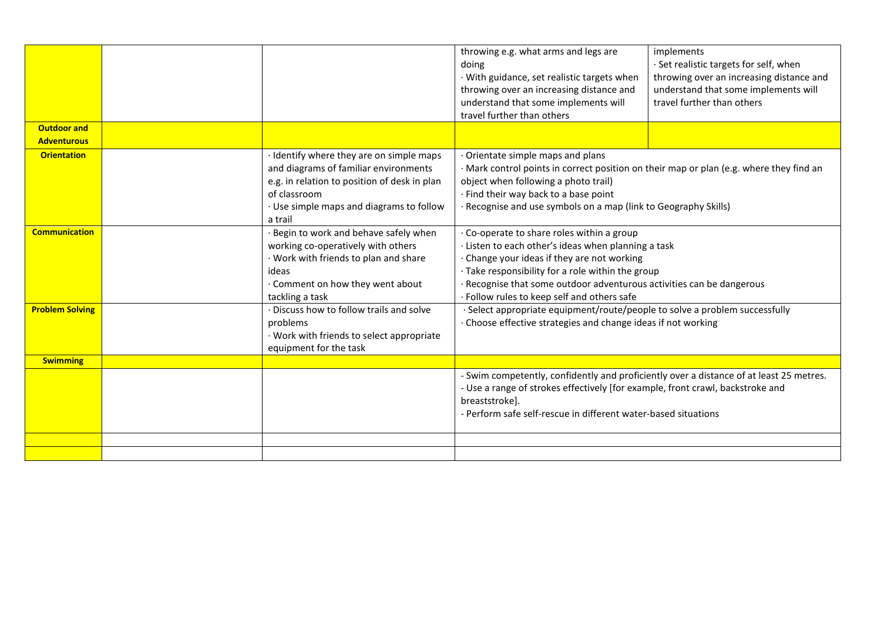| | | | | |
|---|---|---|---|---|
| | | | throwing e.g. what arms and legs are doing<br>· With guidance, set realistic targets when throwing over an increasing distance and understand that some implements will travel further than others | implements<br>· Set realistic targets for self, when throwing over an increasing distance and understand that some implements will travel further than others |
| **Outdoor and Adventurous** | | | | |
| **Orientation** | | · Identify where they are on simple maps and diagrams of familiar environments e.g. in relation to position of desk in plan of classroom<br>· Use simple maps and diagrams to follow a trail | · Orientate simple maps and plans<br>· Mark control points in correct position on their map or plan (e.g. where they find an object when following a photo trail)<br>· Find their way back to a base point<br>· Recognise and use symbols on a map (link to Geography Skills) | |
| **Communication** | | · Begin to work and behave safely when working co-operatively with others<br>· Work with friends to plan and share ideas<br>· Comment on how they went about tackling a task | · Co-operate to share roles within a group<br>· Listen to each other's ideas when planning a task<br>· Change your ideas if they are not working<br>· Take responsibility for a role within the group<br>· Recognise that some outdoor adventurous activities can be dangerous<br>· Follow rules to keep self and others safe | |
| **Problem Solving** | | · Discuss how to follow trails and solve problems<br>· Work with friends to select appropriate equipment for the task | · Select appropriate equipment/route/people to solve a problem successfully<br>· Choose effective strategies and change ideas if not working | |
| **Swimming** | | | | |
| | | | - Swim competently, confidently and proficiently over a distance of at least 25 metres.<br>- Use a range of strokes effectively [for example, front crawl, backstroke and breaststroke].<br>- Perform safe self-rescue in different water-based situations | |
| | | | | |
| | | | | |